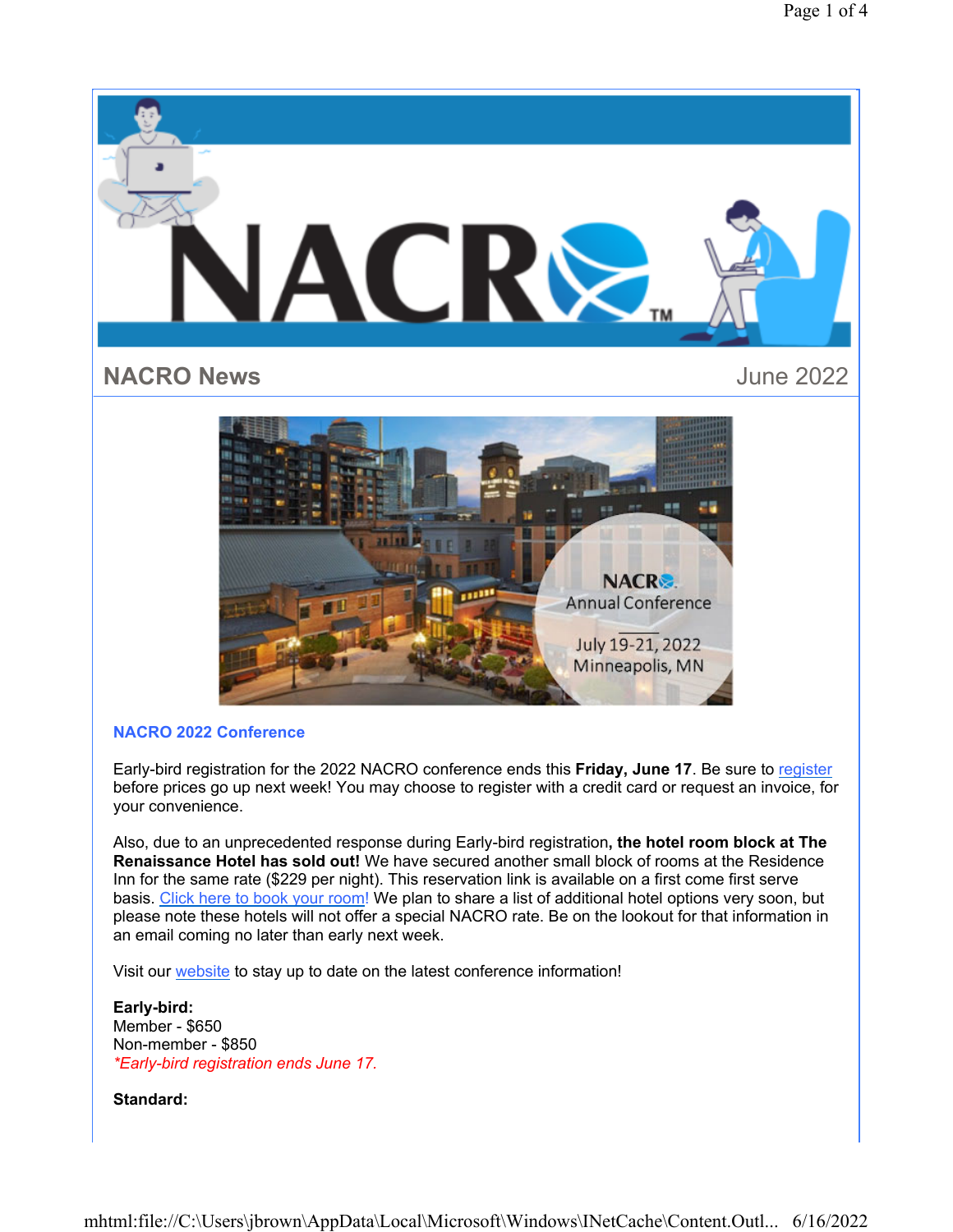# NACRO News

June 2022

## NACRO 2022 Conference

Early-bird registration for the 2022 NACRO conference ends this **Friday, June 17**. Be sure to register before prices go up next week! You may choose to register with a credit card or request an invoice, for your convenience.

Also, due to an unprecedented response during Early-bird registration**, the hotel room block at The Renaissance Hotel has sold out!** We have secured another small block of rooms at the Residence Inn for the same rate ($229 per night). This reservation link is available on a first come first serve basis. Click here to book your room! We plan to share a list of additional hotel options very soon, but please note these hotels will not offer a special NACRO rate. Be on the lookout for that information in an email coming no later than early next week.

Visit our website to stay up to date on the latest conference information!

**Early-bird:**
Member - $650
Non-member - $850
*\*Early-bird registration ends June 17.*

**Standard:**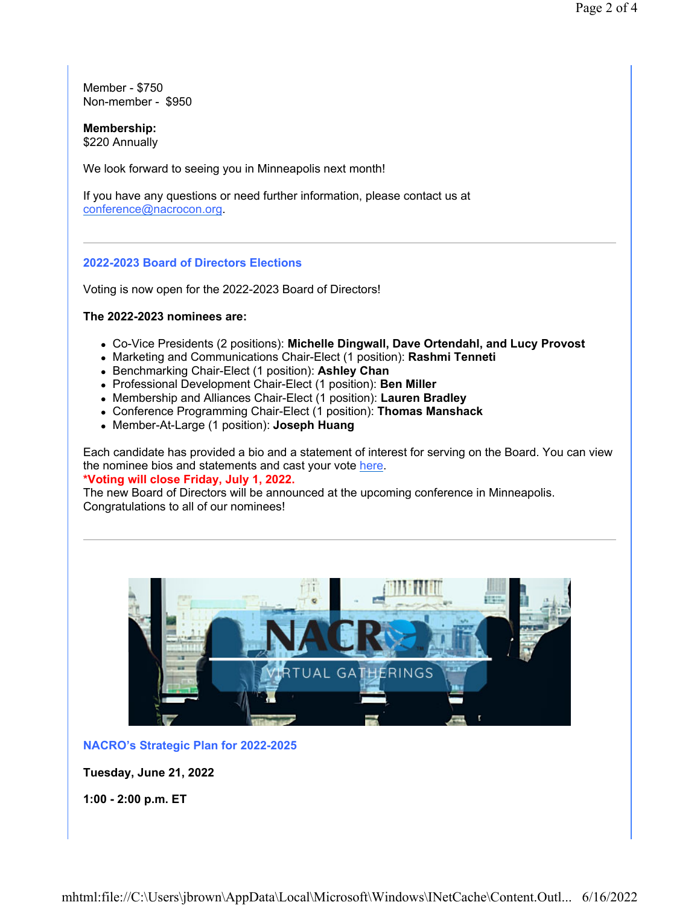Member - $750
Non-member - $950

**Membership:**
$220 Annually

We look forward to seeing you in Minneapolis next month!

If you have any questions or need further information, please contact us at conference@nacrocon.org.

---

## 2022-2023 Board of Directors Elections

Voting is now open for the 2022-2023 Board of Directors!

**The 2022-2023 nominees are:**

- Co-Vice Presidents (2 positions): **Michelle Dingwall, Dave Ortendahl, and Lucy Provost**
- Marketing and Communications Chair-Elect (1 position): **Rashmi Tenneti**
- Benchmarking Chair-Elect (1 position): **Ashley Chan**
- Professional Development Chair-Elect (1 position): **Ben Miller**
- Membership and Alliances Chair-Elect (1 position): **Lauren Bradley**
- Conference Programming Chair-Elect (1 position): **Thomas Manshack**
- Member-At-Large (1 position): **Joseph Huang**

Each candidate has provided a bio and a statement of interest for serving on the Board. You can view the nominee bios and statements and cast your vote here.
**\*Voting will close Friday, July 1, 2022.**
The new Board of Directors will be announced at the upcoming conference in Minneapolis.
Congratulations to all of our nominees!

---

## NACRO's Strategic Plan for 2022-2025

**Tuesday, June 21, 2022**

**1:00 - 2:00 p.m. ET**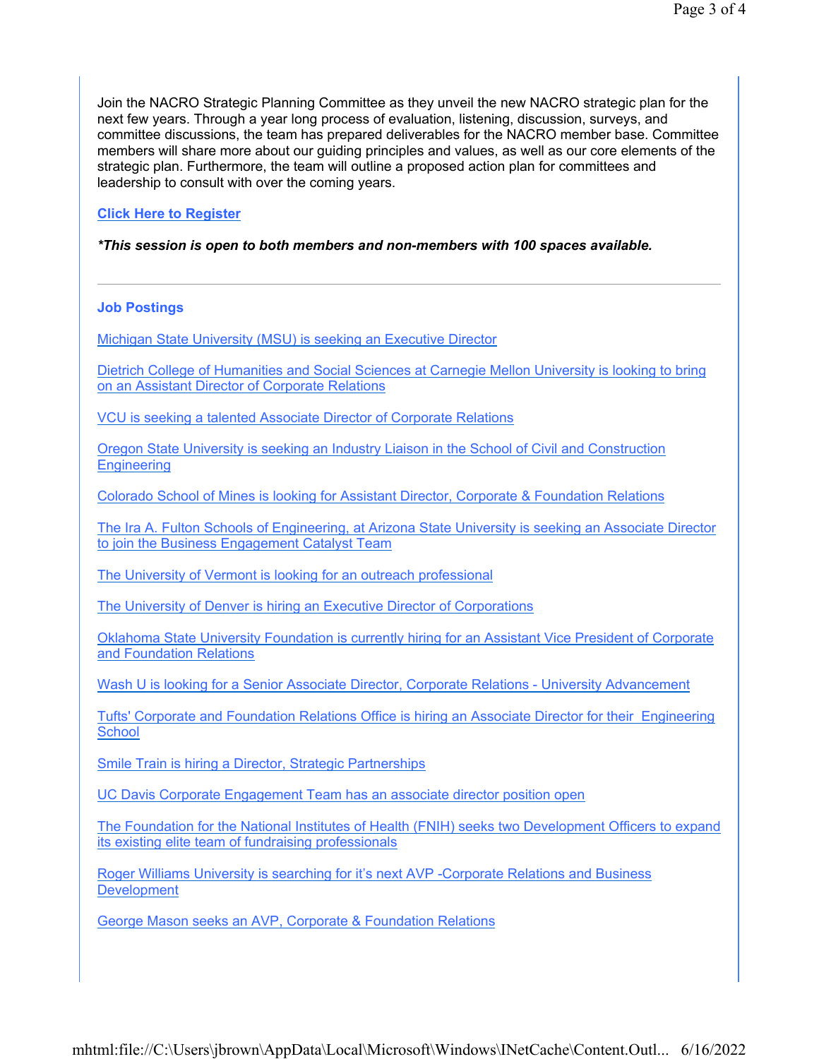Join the NACRO Strategic Planning Committee as they unveil the new NACRO strategic plan for the next few years. Through a year long process of evaluation, listening, discussion, surveys, and committee discussions, the team has prepared deliverables for the NACRO member base. Committee members will share more about our guiding principles and values, as well as our core elements of the strategic plan. Furthermore, the team will outline a proposed action plan for committees and leadership to consult with over the coming years.

**Click Here to Register**

***This session is open to both members and non-members with 100 spaces available.***

---

### Job Postings

Michigan State University (MSU) is seeking an Executive Director

Dietrich College of Humanities and Social Sciences at Carnegie Mellon University is looking to bring on an Assistant Director of Corporate Relations

VCU is seeking a talented Associate Director of Corporate Relations

Oregon State University is seeking an Industry Liaison in the School of Civil and Construction Engineering

Colorado School of Mines is looking for Assistant Director, Corporate & Foundation Relations

The Ira A. Fulton Schools of Engineering, at Arizona State University is seeking an Associate Director to join the Business Engagement Catalyst Team

The University of Vermont is looking for an outreach professional

The University of Denver is hiring an Executive Director of Corporations

Oklahoma State University Foundation is currently hiring for an Assistant Vice President of Corporate and Foundation Relations

Wash U is looking for a Senior Associate Director, Corporate Relations - University Advancement

Tufts' Corporate and Foundation Relations Office is hiring an Associate Director for their Engineering School

Smile Train is hiring a Director, Strategic Partnerships

UC Davis Corporate Engagement Team has an associate director position open

The Foundation for the National Institutes of Health (FNIH) seeks two Development Officers to expand its existing elite team of fundraising professionals

Roger Williams University is searching for it's next AVP -Corporate Relations and Business Development

George Mason seeks an AVP, Corporate & Foundation Relations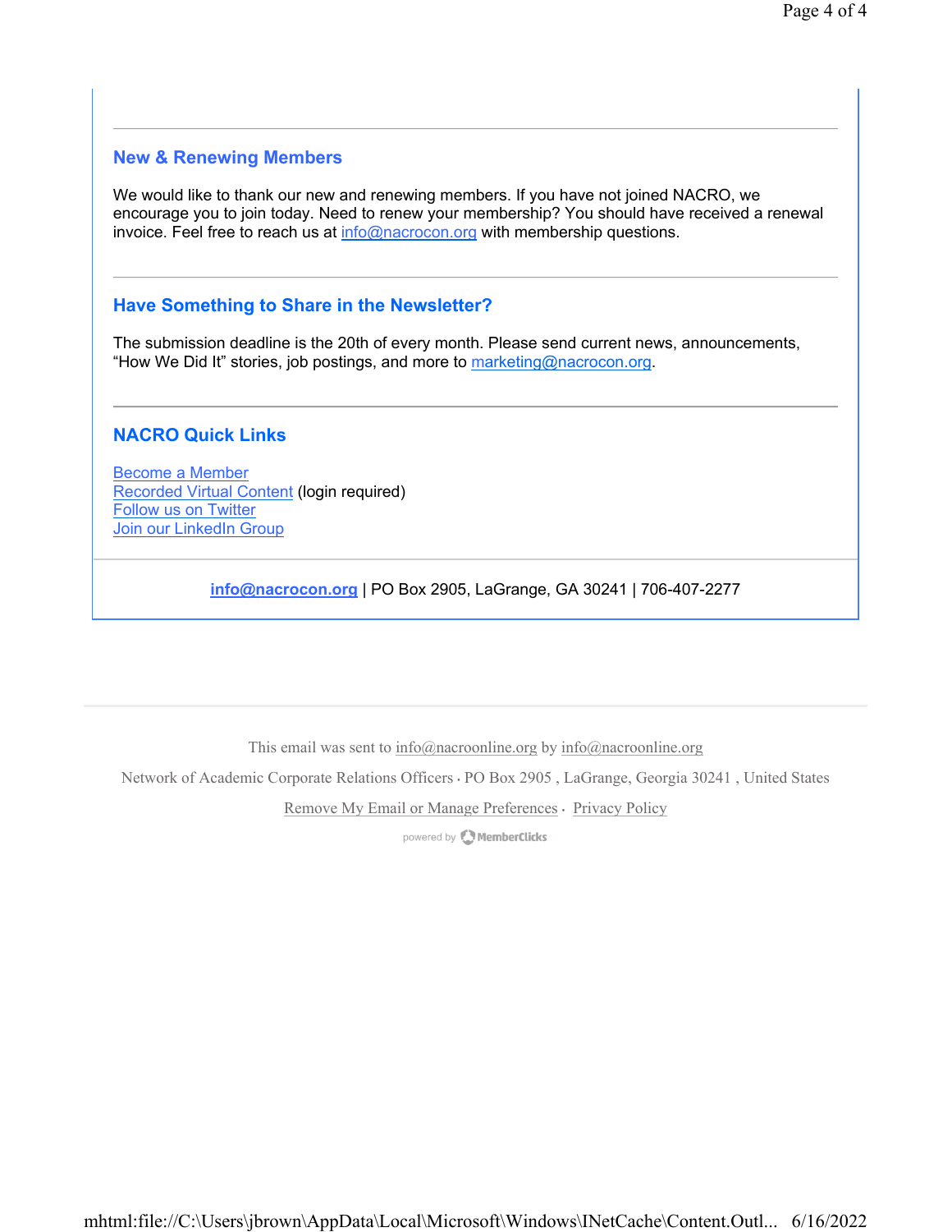## New & Renewing Members

We would like to thank our new and renewing members. If you have not joined NACRO, we encourage you to join today. Need to renew your membership? You should have received a renewal invoice. Feel free to reach us at info@nacrocon.org with membership questions.

## Have Something to Share in the Newsletter?

The submission deadline is the 20th of every month. Please send current news, announcements, "How We Did It" stories, job postings, and more to marketing@nacrocon.org.

## NACRO Quick Links

Become a Member
Recorded Virtual Content (login required)
Follow us on Twitter
Join our LinkedIn Group

**info@nacrocon.org** | PO Box 2905, LaGrange, GA 30241 | 706-407-2277

This email was sent to info@nacroonline.org by info@nacroonline.org

Network of Academic Corporate Relations Officers · PO Box 2905 , LaGrange, Georgia 30241 , United States

Remove My Email or Manage Preferences · Privacy Policy

powered by MemberClicks